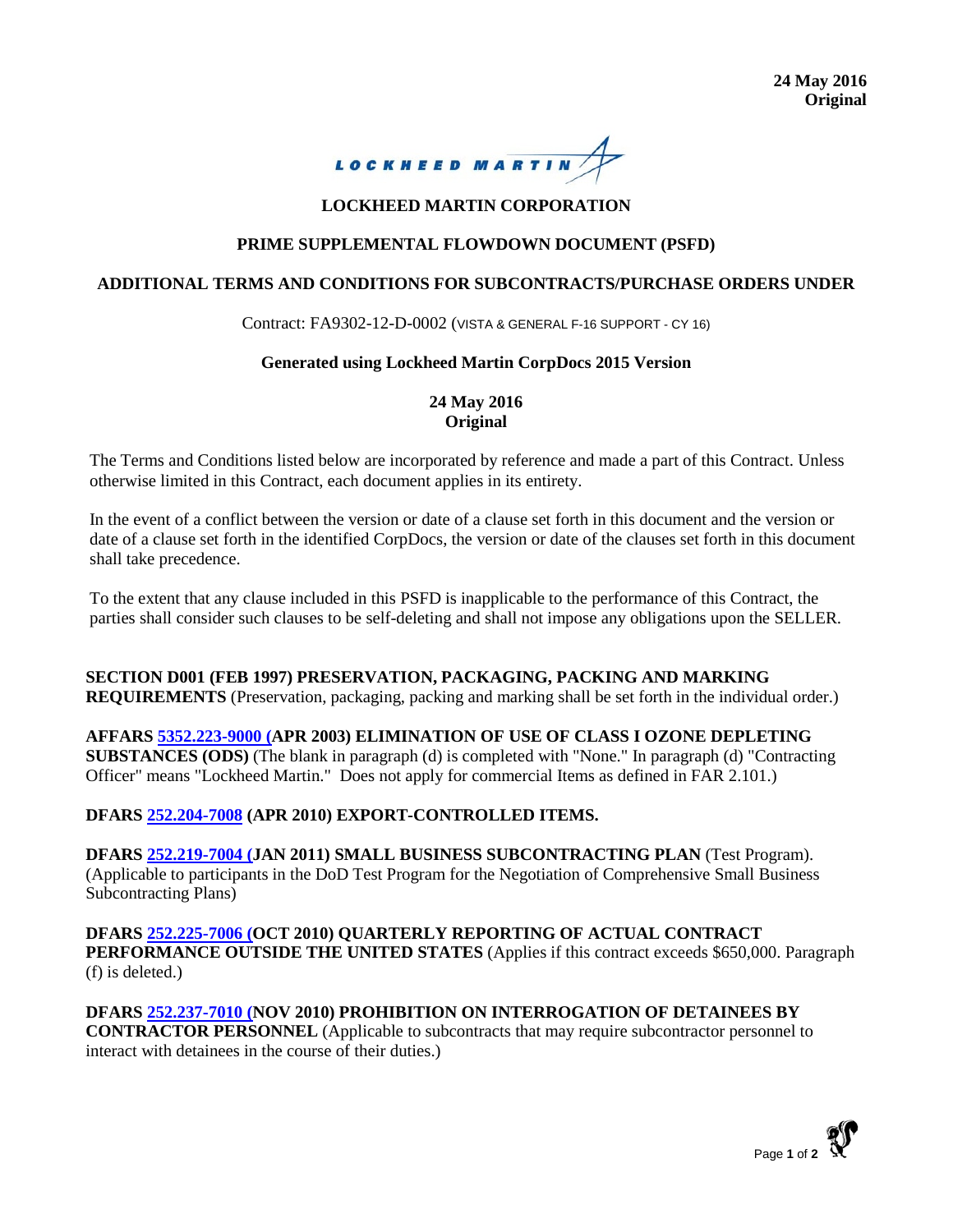**24 May 2016**
**Original**

LOCKHEED MARTIN

# LOCKHEED MARTIN CORPORATION

## PRIME SUPPLEMENTAL FLOWDOWN DOCUMENT (PSFD)

## ADDITIONAL TERMS AND CONDITIONS FOR SUBCONTRACTS/PURCHASE ORDERS UNDER

Contract: FA9302-12-D-0002 (VISTA & GENERAL F-16 SUPPORT - CY 16)

**Generated using Lockheed Martin CorpDocs 2015 Version**

**24 May 2016**
**Original**

The Terms and Conditions listed below are incorporated by reference and made a part of this Contract. Unless otherwise limited in this Contract, each document applies in its entirety.

In the event of a conflict between the version or date of a clause set forth in this document and the version or date of a clause set forth in the identified CorpDocs, the version or date of the clauses set forth in this document shall take precedence.

To the extent that any clause included in this PSFD is inapplicable to the performance of this Contract, the parties shall consider such clauses to be self-deleting and shall not impose any obligations upon the SELLER.

**SECTION D001 (FEB 1997) PRESERVATION, PACKAGING, PACKING AND MARKING REQUIREMENTS** (Preservation, packaging, packing and marking shall be set forth in the individual order.)

**AFFARS 5352.223-9000 (APR 2003) ELIMINATION OF USE OF CLASS I OZONE DEPLETING SUBSTANCES (ODS)** (The blank in paragraph (d) is completed with "None." In paragraph (d) "Contracting Officer" means "Lockheed Martin." Does not apply for commercial Items as defined in FAR 2.101.)

**DFARS 252.204-7008 (APR 2010) EXPORT-CONTROLLED ITEMS.**

**DFARS 252.219-7004 (JAN 2011) SMALL BUSINESS SUBCONTRACTING PLAN** (Test Program). (Applicable to participants in the DoD Test Program for the Negotiation of Comprehensive Small Business Subcontracting Plans)

**DFARS 252.225-7006 (OCT 2010) QUARTERLY REPORTING OF ACTUAL CONTRACT PERFORMANCE OUTSIDE THE UNITED STATES** (Applies if this contract exceeds $650,000. Paragraph (f) is deleted.)

**DFARS 252.237-7010 (NOV 2010) PROHIBITION ON INTERROGATION OF DETAINEES BY CONTRACTOR PERSONNEL** (Applicable to subcontracts that may require subcontractor personnel to interact with detainees in the course of their duties.)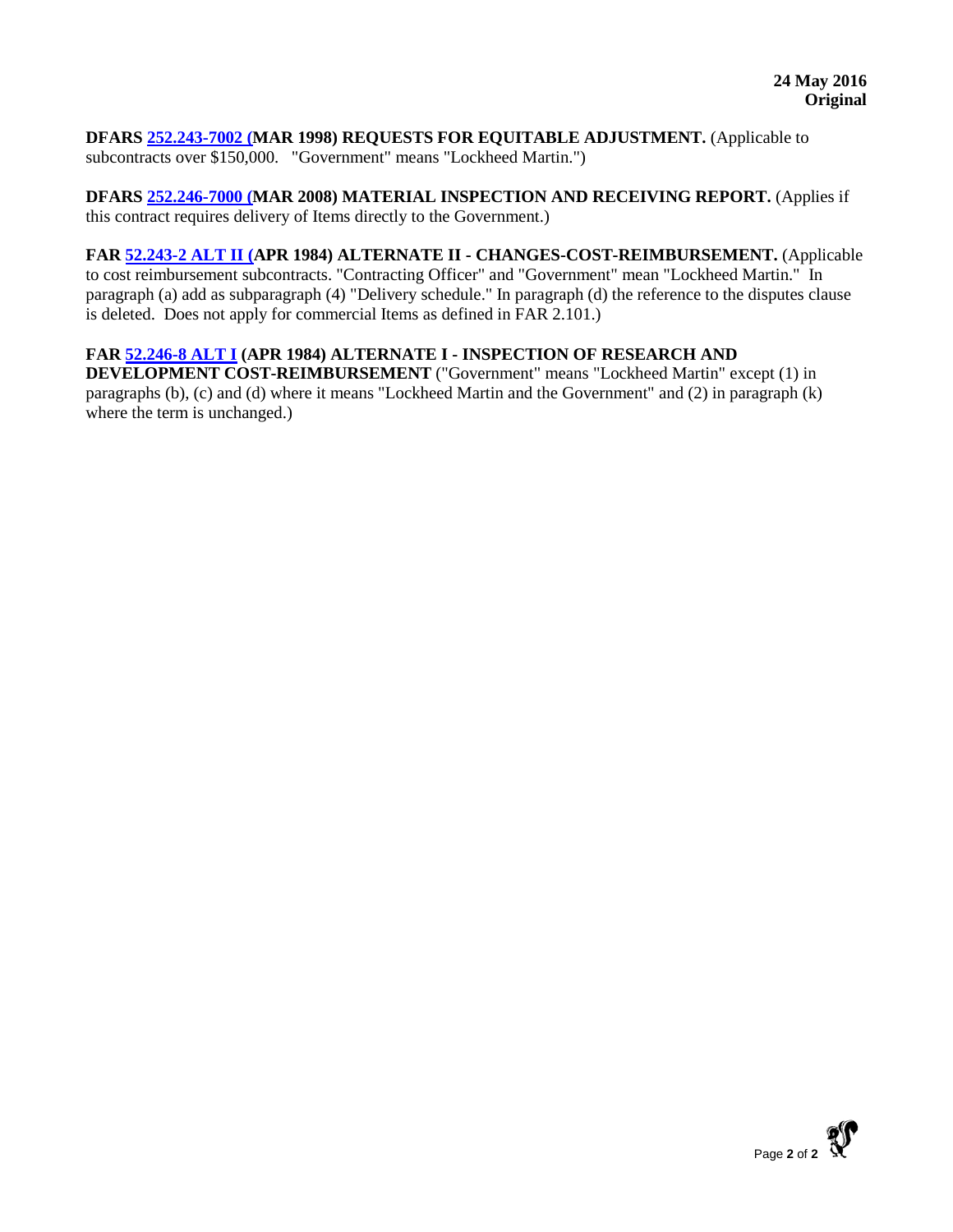**24 May 2016**
**Original**

**DFARS 252.243-7002 (MAR 1998) REQUESTS FOR EQUITABLE ADJUSTMENT.** (Applicable to subcontracts over $150,000. "Government" means "Lockheed Martin.")

**DFARS 252.246-7000 (MAR 2008) MATERIAL INSPECTION AND RECEIVING REPORT.** (Applies if this contract requires delivery of Items directly to the Government.)

**FAR 52.243-2 ALT II (APR 1984) ALTERNATE II - CHANGES-COST-REIMBURSEMENT.** (Applicable to cost reimbursement subcontracts. "Contracting Officer" and "Government" mean "Lockheed Martin." In paragraph (a) add as subparagraph (4) "Delivery schedule." In paragraph (d) the reference to the disputes clause is deleted. Does not apply for commercial Items as defined in FAR 2.101.)

**FAR 52.246-8 ALT I (APR 1984) ALTERNATE I - INSPECTION OF RESEARCH AND DEVELOPMENT COST-REIMBURSEMENT** ("Government" means "Lockheed Martin" except (1) in paragraphs (b), (c) and (d) where it means "Lockheed Martin and the Government" and (2) in paragraph (k) where the term is unchanged.)